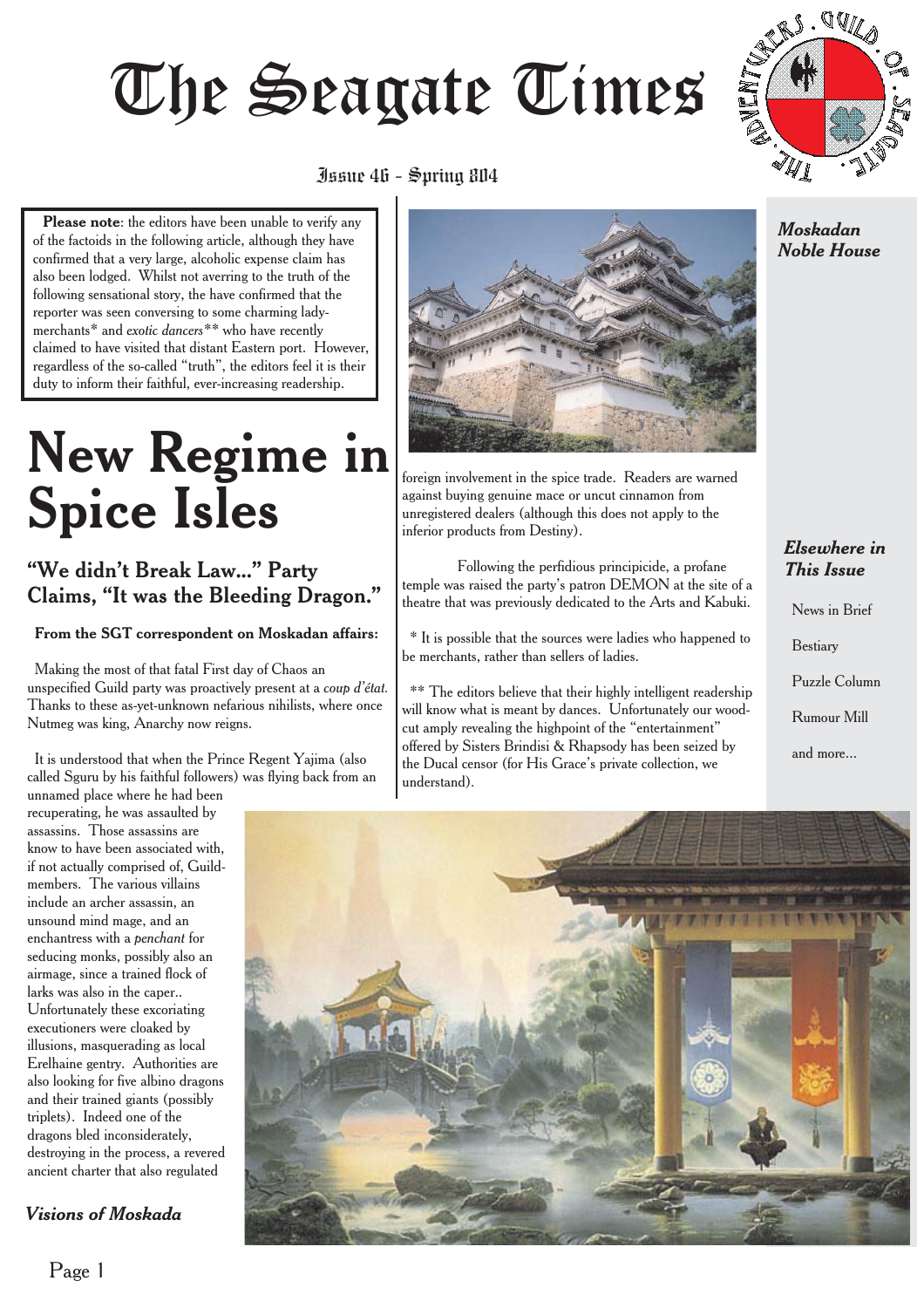# The Seagate Times

Issue 46 - Spring 804

> **Please note**: the editors have been unable to verify any of the factoids in the following article, although they have confirmed that a very large, alcoholic expense claim has also been lodged. Whilst not averring to the truth of the following sensational story, the have confirmed that the reporter was seen conversing to some charming lady-merchants* and *exotic dancers*** who have recently claimed to have visited that distant Eastern port. However, regardless of the so-called "truth", the editors feel it is their duty to inform their faithful, ever-increasing readership.

# New Regime in Spice Isles

## "We didn't Break Law..." Party Claims, "It was the Bleeding Dragon."

**From the SGT correspondent on Moskadan affairs:**

Making the most of that fatal First day of Chaos an unspecified Guild party was proactively present at a *coup d'état*. Thanks to these as-yet-unknown nefarious nihilists, where once Nutmeg was king, Anarchy now reigns.

It is understood that when the Prince Regent Yajima (also called Sguru by his faithful followers) was flying back from an unnamed place where he had been recuperating, he was assaulted by assassins. Those assassins are know to have been associated with, if not actually comprised of, Guild-members. The various villains include an archer assassin, an unsound mind mage, and an enchantress with a *penchant* for seducing monks, possibly also an airmage, since a trained flock of larks was also in the caper.. Unfortunately these excoriating executioners were cloaked by illusions, masquerading as local Erelhaine gentry. Authorities are also looking for five albino dragons and their trained giants (possibly triplets). Indeed one of the dragons bled inconsiderately, destroying in the process, a revered ancient charter that also regulated foreign involvement in the spice trade. Readers are warned against buying genuine mace or uncut cinnamon from unregistered dealers (although this does not apply to the inferior products from Destiny).

Following the perfidious principicide, a profane temple was raised the party's patron DEMON at the site of a theatre that was previously dedicated to the Arts and Kabuki.

\* It is possible that the sources were ladies who happened to be merchants, rather than sellers of ladies.

\*\* The editors believe that their highly intelligent readership will know what is meant by dances. Unfortunately our wood-cut amply revealing the highpoint of the "entertainment" offered by Sisters Brindisi & Rhapsody has been seized by the Ducal censor (for His Grace's private collection, we understand).

*Moskadan Noble House*

*Visions of Moskada*

***Elsewhere in This Issue***

- News in Brief
- Bestiary
- Puzzle Column
- Rumour Mill
- and more...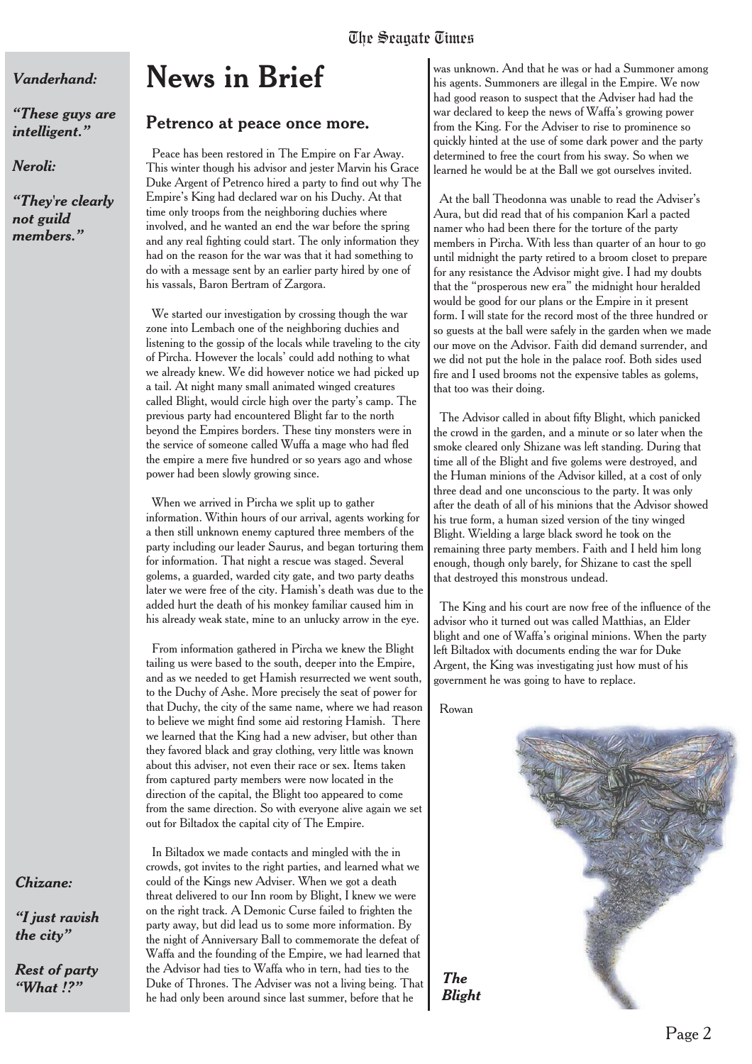# News in Brief

## Petrenco at peace once more.

Peace has been restored in The Empire on Far Away. This winter though his advisor and jester Marvin his Grace Duke Argent of Petrenco hired a party to find out why The Empire's King had declared war on his Duchy. At that time only troops from the neighboring duchies where involved, and he wanted an end the war before the spring and any real fighting could start. The only information they had on the reason for the war was that it had something to do with a message sent by an earlier party hired by one of his vassals, Baron Bertram of Zargora.

We started our investigation by crossing though the war zone into Lembach one of the neighboring duchies and listening to the gossip of the locals while traveling to the city of Pircha. However the locals' could add nothing to what we already knew. We did however notice we had picked up a tail. At night many small animated winged creatures called Blight, would circle high over the party's camp. The previous party had encountered Blight far to the north beyond the Empires borders. These tiny monsters were in the service of someone called Wuffa a mage who had fled the empire a mere five hundred or so years ago and whose power had been slowly growing since.

When we arrived in Pircha we split up to gather information. Within hours of our arrival, agents working for a then still unknown enemy captured three members of the party including our leader Saurus, and began torturing them for information. That night a rescue was staged. Several golems, a guarded, warded city gate, and two party deaths later we were free of the city. Hamish's death was due to the added hurt the death of his monkey familiar caused him in his already weak state, mine to an unlucky arrow in the eye.

From information gathered in Pircha we knew the Blight tailing us were based to the south, deeper into the Empire, and as we needed to get Hamish resurrected we went south, to the Duchy of Ashe. More precisely the seat of power for that Duchy, the city of the same name, where we had reason to believe we might find some aid restoring Hamish. There we learned that the King had a new adviser, but other than they favored black and gray clothing, very little was known about this adviser, not even their race or sex. Items taken from captured party members were now located in the direction of the capital, the Blight too appeared to come from the same direction. So with everyone alive again we set out for Biltadox the capital city of The Empire.

In Biltadox we made contacts and mingled with the in crowds, got invites to the right parties, and learned what we could of the Kings new Adviser. When we got a death threat delivered to our Inn room by Blight, I knew we were on the right track. A Demonic Curse failed to frighten the party away, but did lead us to some more information. By the night of Anniversary Ball to commemorate the defeat of Waffa and the founding of the Empire, we had learned that the Advisor had ties to Waffa who in tern, had ties to the Duke of Thrones. The Adviser was not a living being. That he had only been around since last summer, before that he was unknown. And that he was or had a Summoner among his agents. Summoners are illegal in the Empire. We now had good reason to suspect that the Adviser had had the war declared to keep the news of Waffa's growing power from the King. For the Adviser to rise to prominence so quickly hinted at the use of some dark power and the party determined to free the court from his sway. So when we learned he would be at the Ball we got ourselves invited.

At the ball Theodonna was unable to read the Adviser's Aura, but did read that of his companion Karl a pacted namer who had been there for the torture of the party members in Pircha. With less than quarter of an hour to go until midnight the party retired to a broom closet to prepare for any resistance the Advisor might give. I had my doubts that the "prosperous new era" the midnight hour heralded would be good for our plans or the Empire in it present form. I will state for the record most of the three hundred or so guests at the ball were safely in the garden when we made our move on the Advisor. Faith did demand surrender, and we did not put the hole in the palace roof. Both sides used fire and I used brooms not the expensive tables as golems, that too was their doing.

The Advisor called in about fifty Blight, which panicked the crowd in the garden, and a minute or so later when the smoke cleared only Shizane was left standing. During that time all of the Blight and five golems were destroyed, and the Human minions of the Advisor killed, at a cost of only three dead and one unconscious to the party. It was only after the death of all of his minions that the Advisor showed his true form, a human sized version of the tiny winged Blight. Wielding a large black sword he took on the remaining three party members. Faith and I held him long enough, though only barely, for Shizane to cast the spell that destroyed this monstrous undead.

The King and his court are now free of the influence of the advisor who it turned out was called Matthias, an Elder blight and one of Waffa's original minions. When the party left Biltadox with documents ending the war for Duke Argent, the King was investigating just how must of his government he was going to have to replace.

Rowan

***The Blight***

***Vanderhand:***

***"These guys are intelligent."***

***Neroli:***

***"They're clearly not guild members."***

***Chizane:***

***"I just ravish the city"***

***Rest of party "What !?"***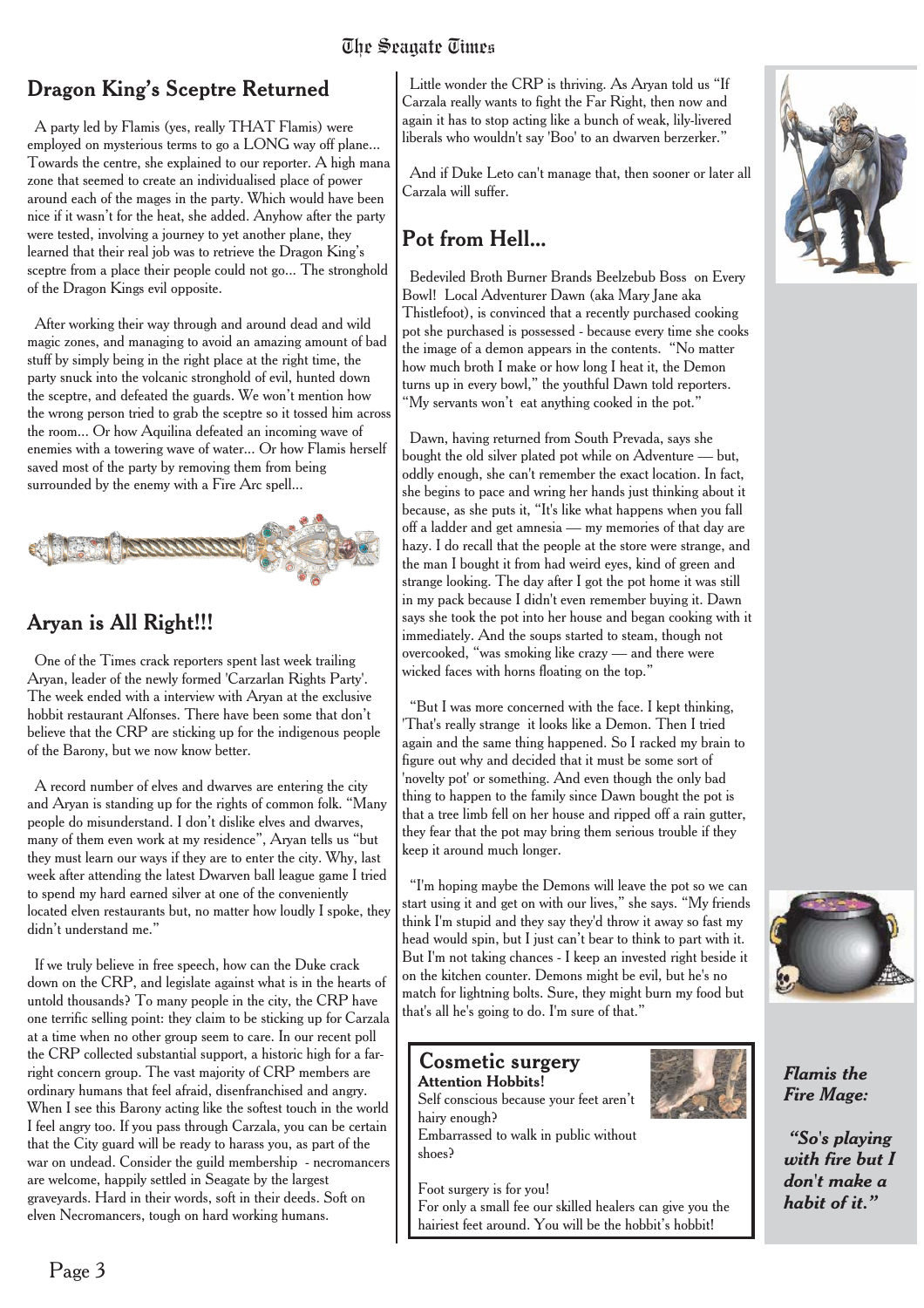## Dragon King's Sceptre Returned

A party led by Flamis (yes, really THAT Flamis) were employed on mysterious terms to go a LONG way off plane... Towards the centre, she explained to our reporter. A high mana zone that seemed to create an individualised place of power around each of the mages in the party. Which would have been nice if it wasn't for the heat, she added. Anyhow after the party were tested, involving a journey to yet another plane, they learned that their real job was to retrieve the Dragon King's sceptre from a place their people could not go... The stronghold of the Dragon Kings evil opposite.

After working their way through and around dead and wild magic zones, and managing to avoid an amazing amount of bad stuff by simply being in the right place at the right time, the party snuck into the volcanic stronghold of evil, hunted down the sceptre, and defeated the guards. We won't mention how the wrong person tried to grab the sceptre so it tossed him across the room... Or how Aquilina defeated an incoming wave of enemies with a towering wave of water... Or how Flamis herself saved most of the party by removing them from being surrounded by the enemy with a Fire Arc spell...

## Aryan is All Right!!!

One of the Times crack reporters spent last week trailing Aryan, leader of the newly formed 'Carzarlan Rights Party'. The week ended with a interview with Aryan at the exclusive hobbit restaurant Alfonses. There have been some that don't believe that the CRP are sticking up for the indigenous people of the Barony, but we now know better.

A record number of elves and dwarves are entering the city and Aryan is standing up for the rights of common folk. "Many people do misunderstand. I don't dislike elves and dwarves, many of them even work at my residence", Aryan tells us "but they must learn our ways if they are to enter the city. Why, last week after attending the latest Dwarven ball league game I tried to spend my hard earned silver at one of the conveniently located elven restaurants but, no matter how loudly I spoke, they didn't understand me."

If we truly believe in free speech, how can the Duke crack down on the CRP, and legislate against what is in the hearts of untold thousands? To many people in the city, the CRP have one terrific selling point: they claim to be sticking up for Carzala at a time when no other group seem to care. In our recent poll the CRP collected substantial support, a historic high for a far-right concern group. The vast majority of CRP members are ordinary humans that feel afraid, disenfranchised and angry. When I see this Barony acting like the softest touch in the world I feel angry too. If you pass through Carzala, you can be certain that the City guard will be ready to harass you, as part of the war on undead. Consider the guild membership - necromancers are welcome, happily settled in Seagate by the largest graveyards. Hard in their words, soft in their deeds. Soft on elven Necromancers, tough on hard working humans.

Little wonder the CRP is thriving. As Aryan told us "If Carzala really wants to fight the Far Right, then now and again it has to stop acting like a bunch of weak, lily-livered liberals who wouldn't say 'Boo' to an dwarven berzerker."

And if Duke Leto can't manage that, then sooner or later all Carzala will suffer.

## Pot from Hell...

Bedeviled Broth Burner Brands Beelzebub Boss on Every Bowl! Local Adventurer Dawn (aka Mary Jane aka Thistlefoot), is convinced that a recently purchased cooking pot she purchased is possessed - because every time she cooks the image of a demon appears in the contents. "No matter how much broth I make or how long I heat it, the Demon turns up in every bowl," the youthful Dawn told reporters. "My servants won't eat anything cooked in the pot."

Dawn, having returned from South Prevada, says she bought the old silver plated pot while on Adventure — but, oddly enough, she can't remember the exact location. In fact, she begins to pace and wring her hands just thinking about it because, as she puts it, "It's like what happens when you fall off a ladder and get amnesia — my memories of that day are hazy. I do recall that the people at the store were strange, and the man I bought it from had weird eyes, kind of green and strange looking. The day after I got the pot home it was still in my pack because I didn't even remember buying it. Dawn says she took the pot into her house and began cooking with it immediately. And the soups started to steam, though not overcooked, "was smoking like crazy — and there were wicked faces with horns floating on the top."

"But I was more concerned with the face. I kept thinking, 'That's really strange it looks like a Demon. Then I tried again and the same thing happened. So I racked my brain to figure out why and decided that it must be some sort of 'novelty pot' or something. And even though the only bad thing to happen to the family since Dawn bought the pot is that a tree limb fell on her house and ripped off a rain gutter, they fear that the pot may bring them serious trouble if they keep it around much longer.

"I'm hoping maybe the Demons will leave the pot so we can start using it and get on with our lives," she says. "My friends think I'm stupid and they say they'd throw it away so fast my head would spin, but I just can't bear to think to part with it. But I'm not taking chances - I keep an invested right beside it on the kitchen counter. Demons might be evil, but he's no match for lightning bolts. Sure, they might burn my food but that's all he's going to do. I'm sure of that."

### Cosmetic surgery

**Attention Hobbits!**

Self conscious because your feet aren't hairy enough?

Embarrassed to walk in public without shoes?

Foot surgery is for you!

For only a small fee our skilled healers can give you the hairiest feet around. You will be the hobbit's hobbit!

***Flamis the Fire Mage:***

***"So's playing with fire but I don't make a habit of it."***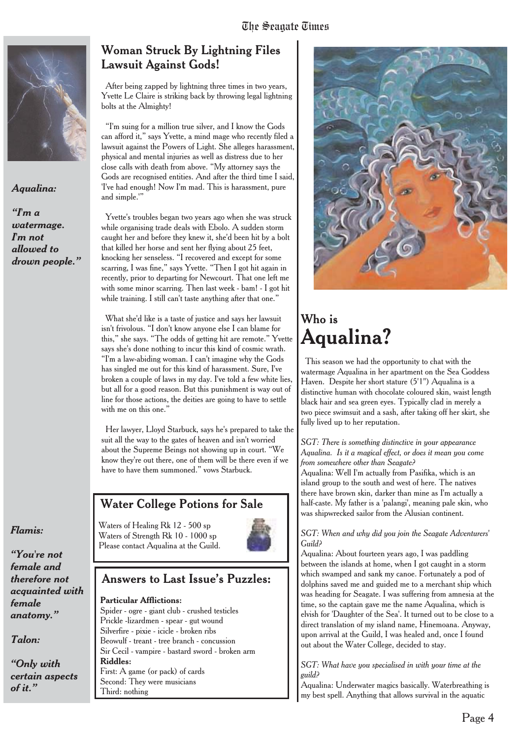*Aqualina:*

***"I'm a watermage. I'm not allowed to drown people."***

*Flamis:*

***"You're not female and therefore not acquainted with female anatomy."***

*Talon:*

***"Only with certain aspects of it."***

## Woman Struck By Lightning Files Lawsuit Against Gods!

After being zapped by lightning three times in two years, Yvette Le Claire is striking back by throwing legal lightning bolts at the Almighty!

"I'm suing for a million true silver, and I know the Gods can afford it," says Yvette, a mind mage who recently filed a lawsuit against the Powers of Light. She alleges harassment, physical and mental injuries as well as distress due to her close calls with death from above. "My attorney says the Gods are recognised entities. And after the third time I said, 'I've had enough! Now I'm mad. This is harassment, pure and simple.'"

Yvette's troubles began two years ago when she was struck while organising trade deals with Ebolo. A sudden storm caught her and before they knew it, she'd been hit by a bolt that killed her horse and sent her flying about 25 feet, knocking her senseless. "I recovered and except for some scarring, I was fine," says Yvette. "Then I got hit again in recently, prior to departing for Newcourt. That one left me with some minor scarring. Then last week - bam! - I got hit while training. I still can't taste anything after that one."

What she'd like is a taste of justice and says her lawsuit isn't frivolous. "I don't know anyone else I can blame for this," she says. "The odds of getting hit are remote." Yvette says she's done nothing to incur this kind of cosmic wrath. "I'm a law-abiding woman. I can't imagine why the Gods has singled me out for this kind of harassment. Sure, I've broken a couple of laws in my day. I've told a few white lies, but all for a good reason. But this punishment is way out of line for those actions, the deities are going to have to settle with me on this one."

Her lawyer, Lloyd Starbuck, says he's prepared to take the suit all the way to the gates of heaven and isn't worried about the Supreme Beings not showing up in court. "We know they're out there, one of them will be there even if we have to have them summoned." vows Starbuck.

## Water College Potions for Sale

Waters of Healing Rk 12 - 500 sp
Waters of Strength Rk 10 - 1000 sp
Please contact Aqualina at the Guild.

## Answers to Last Issue's Puzzles:

**Particular Afflictions:**
Spider - ogre - giant club - crushed testicles
Prickle -lizardmen - spear - gut wound
Silverfire - pixie - icicle - broken ribs
Beowulf - treant - tree branch - concussion
Sir Cecil - vampire - bastard sword - broken arm

**Riddles:**
First: A game (or pack) of cards
Second: They were musicians
Third: nothing

## Who is Aqualina?

This season we had the opportunity to chat with the watermage Aqualina in her apartment on the Sea Goddess Haven. Despite her short stature (5'1") Aqualina is a distinctive human with chocolate coloured skin, waist length black hair and sea green eyes. Typically clad in merely a two piece swimsuit and a sash, after taking off her skirt, she fully lived up to her reputation.

*SGT: There is something distinctive in your appearance Aqualina. Is it a magical effect, or does it mean you come from somewhere other than Seagate?*
Aqualina: Well I'm actually from Pasifika, which is an island group to the south and west of here. The natives there have brown skin, darker than mine as I'm actually a half-caste. My father is a 'palangi', meaning pale skin, who was shipwrecked sailor from the Alusian continent.

*SGT: When and why did you join the Seagate Adventurers' Guild?*
Aqualina: About fourteen years ago, I was paddling between the islands at home, when I got caught in a storm which swamped and sank my canoe. Fortunately a pod of dolphins saved me and guided me to a merchant ship which was heading for Seagate. I was suffering from amnesia at the time, so the captain gave me the name Aqualina, which is elvish for 'Daughter of the Sea'. It turned out to be close to a direct translation of my island name, Hinemoana. Anyway, upon arrival at the Guild, I was healed and, once I found out about the Water College, decided to stay.

*SGT: What have you specialised in with your time at the guild?*
Aqualina: Underwater magics basically. Waterbreathing is my best spell. Anything that allows survival in the aquatic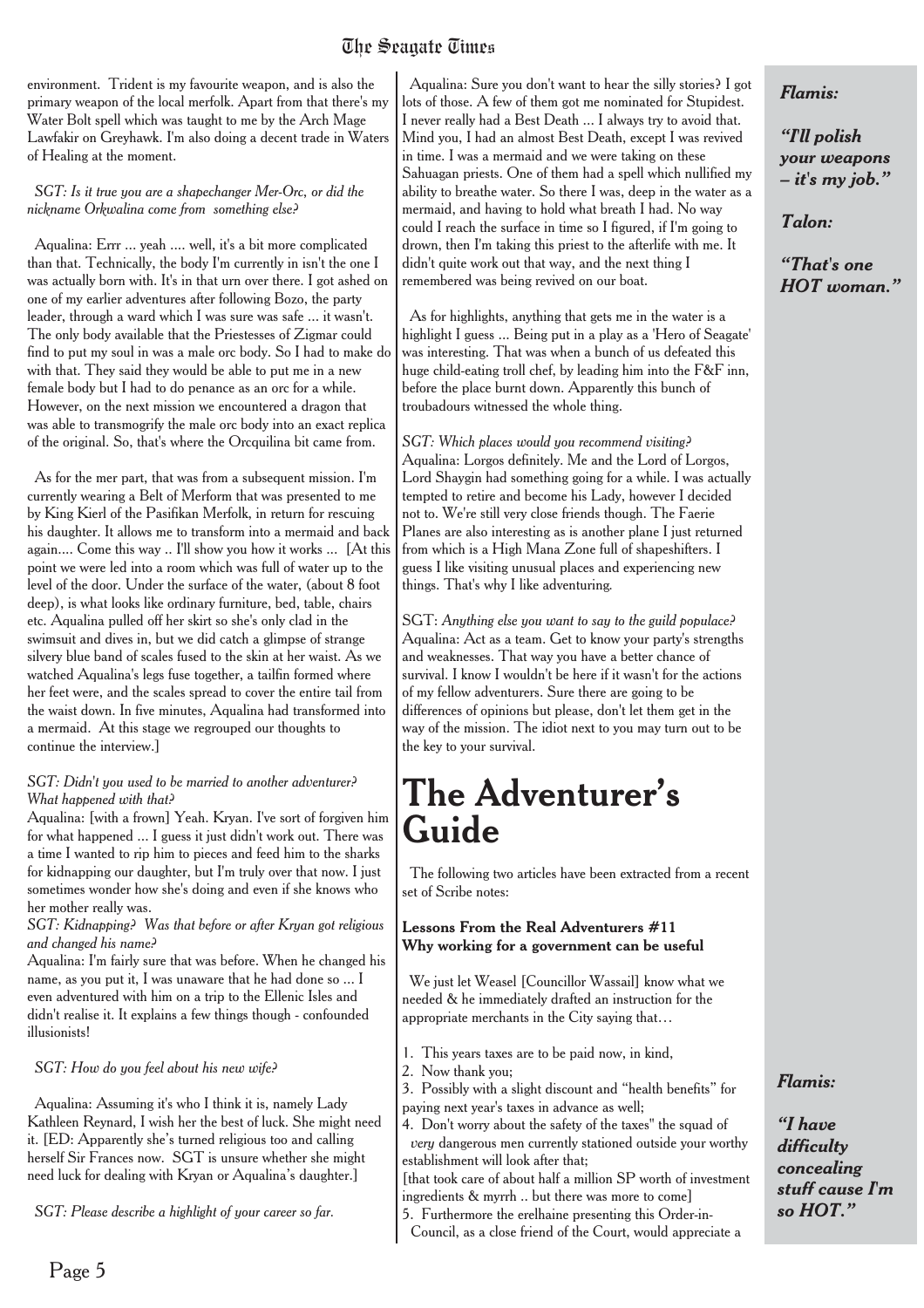environment. Trident is my favourite weapon, and is also the primary weapon of the local merfolk. Apart from that there's my Water Bolt spell which was taught to me by the Arch Mage Lawfakir on Greyhawk. I'm also doing a decent trade in Waters of Healing at the moment.

*SGT: Is it true you are a shapechanger Mer-Orc, or did the nickname Orkwalina come from something else?*

Aqualina: Errr ... yeah .... well, it's a bit more complicated than that. Technically, the body I'm currently in isn't the one I was actually born with. It's in that urn over there. I got ashed on one of my earlier adventures after following Bozo, the party leader, through a ward which I was sure was safe ... it wasn't. The only body available that the Priestesses of Zigmar could find to put my soul in was a male orc body. So I had to make do with that. They said they would be able to put me in a new female body but I had to do penance as an orc for a while. However, on the next mission we encountered a dragon that was able to transmogrify the male orc body into an exact replica of the original. So, that's where the Orcquilina bit came from.

As for the mer part, that was from a subsequent mission. I'm currently wearing a Belt of Merform that was presented to me by King Kierl of the Pasifikan Merfolk, in return for rescuing his daughter. It allows me to transform into a mermaid and back again.... Come this way .. I'll show you how it works ... [At this point we were led into a room which was full of water up to the level of the door. Under the surface of the water, (about 8 foot deep), is what looks like ordinary furniture, bed, table, chairs etc. Aqualina pulled off her skirt so she's only clad in the swimsuit and dives in, but we did catch a glimpse of strange silvery blue band of scales fused to the skin at her waist. As we watched Aqualina's legs fuse together, a tailfin formed where her feet were, and the scales spread to cover the entire tail from the waist down. In five minutes, Aqualina had transformed into a mermaid. At this stage we regrouped our thoughts to continue the interview.]

*SGT: Didn't you used to be married to another adventurer? What happened with that?*
Aqualina: [with a frown] Yeah. Kryan. I've sort of forgiven him for what happened ... I guess it just didn't work out. There was a time I wanted to rip him to pieces and feed him to the sharks for kidnapping our daughter, but I'm truly over that now. I just sometimes wonder how she's doing and even if she knows who her mother really was.
*SGT: Kidnapping? Was that before or after Kryan got religious and changed his name?*
Aqualina: I'm fairly sure that was before. When he changed his name, as you put it, I was unaware that he had done so ... I even adventured with him on a trip to the Ellenic Isles and didn't realise it. It explains a few things though - confounded illusionists!

*SGT: How do you feel about his new wife?*

Aqualina: Assuming it's who I think it is, namely Lady Kathleen Reynard, I wish her the best of luck. She might need it. [ED: Apparently she's turned religious too and calling herself Sir Frances now. SGT is unsure whether she might need luck for dealing with Kryan or Aqualina's daughter.]

*SGT: Please describe a highlight of your career so far.*

Aqualina: Sure you don't want to hear the silly stories? I got lots of those. A few of them got me nominated for Stupidest. I never really had a Best Death ... I always try to avoid that. Mind you, I had an almost Best Death, except I was revived in time. I was a mermaid and we were taking on these Sahuagan priests. One of them had a spell which nullified my ability to breathe water. So there I was, deep in the water as a mermaid, and having to hold what breath I had. No way could I reach the surface in time so I figured, if I'm going to drown, then I'm taking this priest to the afterlife with me. It didn't quite work out that way, and the next thing I remembered was being revived on our boat.

As for highlights, anything that gets me in the water is a highlight I guess ... Being put in a play as a 'Hero of Seagate' was interesting. That was when a bunch of us defeated this huge child-eating troll chef, by leading him into the F&F inn, before the place burnt down. Apparently this bunch of troubadours witnessed the whole thing.

*SGT: Which places would you recommend visiting?*
Aqualina: Lorgos definitely. Me and the Lord of Lorgos, Lord Shaygin had something going for a while. I was actually tempted to retire and become his Lady, however I decided not to. We're still very close friends though. The Faerie Planes are also interesting as is another plane I just returned from which is a High Mana Zone full of shapeshifters. I guess I like visiting unusual places and experiencing new things. That's why I like adventuring.

SGT: *Anything else you want to say to the guild populace?*
Aqualina: Act as a team. Get to know your party's strengths and weaknesses. That way you have a better chance of survival. I know I wouldn't be here if it wasn't for the actions of my fellow adventurers. Sure there are going to be differences of opinions but please, don't let them get in the way of the mission. The idiot next to you may turn out to be the key to your survival.

# The Adventurer's Guide

The following two articles have been extracted from a recent set of Scribe notes:

**Lessons From the Real Adventurers #11**
**Why working for a government can be useful**

We just let Weasel [Councillor Wassail] know what we needed & he immediately drafted an instruction for the appropriate merchants in the City saying that…

1. This years taxes are to be paid now, in kind,
2. Now thank you;
3. Possibly with a slight discount and "health benefits" for paying next year's taxes in advance as well;
4. Don't worry about the safety of the taxes" the squad of *very* dangerous men currently stationed outside your worthy establishment will look after that;

[that took care of about half a million SP worth of investment ingredients & myrrh .. but there was more to come]

5. Furthermore the erelhaine presenting this Order-in-Council, as a close friend of the Court, would appreciate a

***Flamis:***

***"I'll polish your weapons – it's my job."***

***Talon:***

***"That's one HOT woman."***

***Flamis:***

***"I have difficulty concealing stuff cause I'm so HOT."***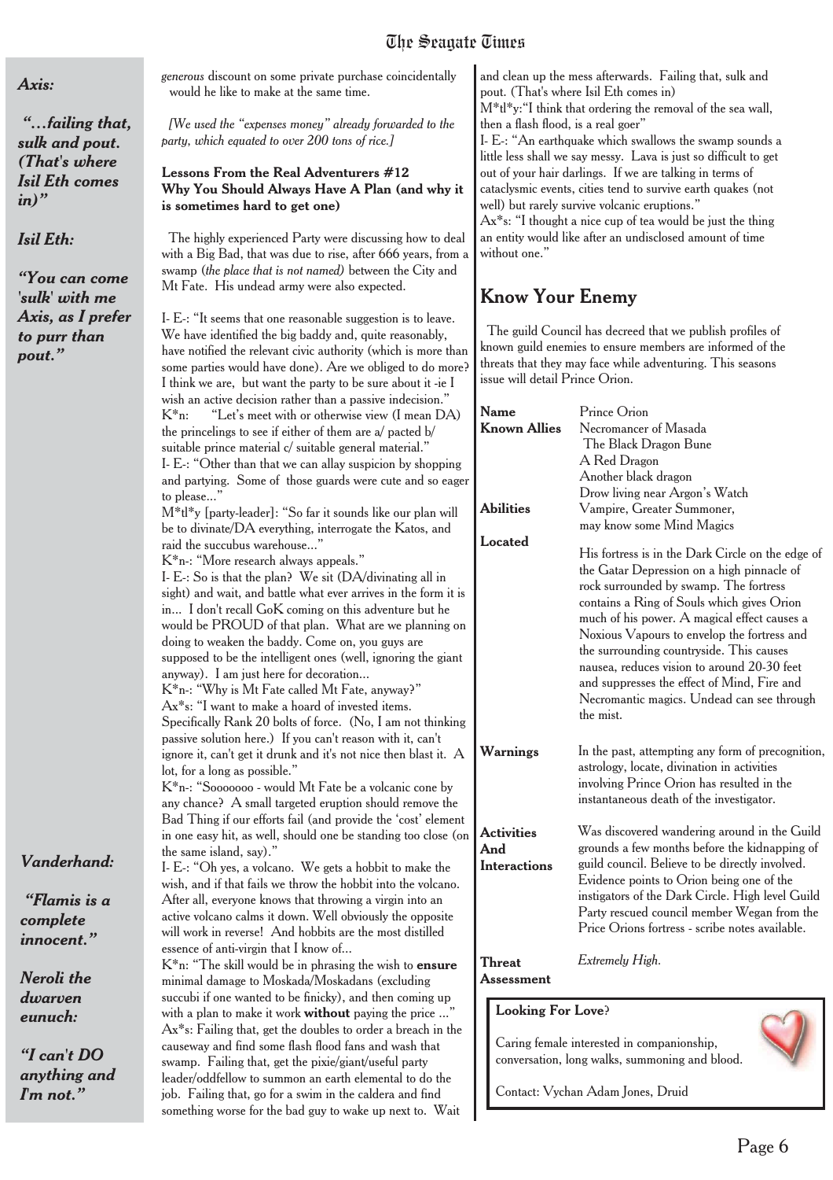*Axis:*

*"…failing that, sulk and pout. (That's where Isil Eth comes in)"*

*Isil Eth:*

*"You can come 'sulk' with me Axis, as I prefer to purr than pout."*

*Vanderhand:*

*"Flamis is a complete innocent."*

*Neroli the dwarven eunuch:*

*"I can't DO anything and I'm not."*

*generous* discount on some private purchase coincidentally would he like to make at the same time.

*[We used the "expenses money" already forwarded to the party, which equated to over 200 tons of rice.]*

**Lessons From the Real Adventurers #12**
**Why You Should Always Have A Plan (and why it is sometimes hard to get one)**

The highly experienced Party were discussing how to deal with a Big Bad, that was due to rise, after 666 years, from a swamp (*the place that is not named)* between the City and Mt Fate. His undead army were also expected.

I- E-: "It seems that one reasonable suggestion is to leave. We have identified the big baddy and, quite reasonably, have notified the relevant civic authority (which is more than some parties would have done). Are we obliged to do more? I think we are, but want the party to be sure about it -ie I wish an active decision rather than a passive indecision."
K*n: "Let's meet with or otherwise view (I mean DA) the princelings to see if either of them are a/ pacted b/ suitable prince material c/ suitable general material."
I- E-: "Other than that we can allay suspicion by shopping and partying. Some of those guards were cute and so eager to please..."
M*tl*y [party-leader]: "So far it sounds like our plan will be to divinate/DA everything, interrogate the Katos, and raid the succubus warehouse..."
K*n-: "More research always appeals."
I- E-: So is that the plan? We sit (DA/divinating all in sight) and wait, and battle what ever arrives in the form it is in... I don't recall GoK coming on this adventure but he would be PROUD of that plan. What are we planning on doing to weaken the baddy. Come on, you guys are supposed to be the intelligent ones (well, ignoring the giant anyway). I am just here for decoration...
K*n-: "Why is Mt Fate called Mt Fate, anyway?"
Ax*s: "I want to make a hoard of invested items. Specifically Rank 20 bolts of force. (No, I am not thinking passive solution here.) If you can't reason with it, can't ignore it, can't get it drunk and it's not nice then blast it. A lot, for a long as possible."
K*n-: "Sooooooo - would Mt Fate be a volcanic cone by any chance? A small targeted eruption should remove the Bad Thing if our efforts fail (and provide the 'cost' element in one easy hit, as well, should one be standing too close (on the same island, say)."
I- E-: "Oh yes, a volcano. We gets a hobbit to make the wish, and if that fails we throw the hobbit into the volcano. After all, everyone knows that throwing a virgin into an active volcano calms it down. Well obviously the opposite will work in reverse! And hobbits are the most distilled essence of anti-virgin that I know of...
K*n: "The skill would be in phrasing the wish to **ensure** minimal damage to Moskada/Moskadans (excluding succubi if one wanted to be finicky), and then coming up with a plan to make it work **without** paying the price ..."
Ax*s: Failing that, get the doubles to order a breach in the causeway and find some flash flood fans and wash that swamp. Failing that, get the pixie/giant/useful party leader/oddfellow to summon an earth elemental to do the job. Failing that, go for a swim in the caldera and find something worse for the bad guy to wake up next to. Wait and clean up the mess afterwards. Failing that, sulk and pout. (That's where Isil Eth comes in)
M*tl*y:"I think that ordering the removal of the sea wall, then a flash flood, is a real goer"
I- E-: "An earthquake which swallows the swamp sounds a little less shall we say messy. Lava is just so difficult to get out of your hair darlings. If we are talking in terms of cataclysmic events, cities tend to survive earth quakes (not well) but rarely survive volcanic eruptions."
Ax*s: "I thought a nice cup of tea would be just the thing an entity would like after an undisclosed amount of time without one."

## Know Your Enemy

The guild Council has decreed that we publish profiles of known guild enemies to ensure members are informed of the threats that they may face while adventuring. This seasons issue will detail Prince Orion.

| | |
|---|---|
| **Name** | Prince Orion |
| **Known Allies** | Necromancer of Masada<br>The Black Dragon Bune<br>A Red Dragon<br>Another black dragon<br>Drow living near Argon's Watch |
| **Abilities** | Vampire, Greater Summoner, may know some Mind Magics |
| **Located** | His fortress is in the Dark Circle on the edge of the Gatar Depression on a high pinnacle of rock surrounded by swamp. The fortress contains a Ring of Souls which gives Orion much of his power. A magical effect causes a Noxious Vapours to envelop the fortress and the surrounding countryside. This causes nausea, reduces vision to around 20-30 feet and suppresses the effect of Mind, Fire and Necromantic magics. Undead can see through the mist. |
| **Warnings** | In the past, attempting any form of precognition, astrology, locate, divination in activities involving Prince Orion has resulted in the instantaneous death of the investigator. |
| **Activities And Interactions** | Was discovered wandering around in the Guild grounds a few months before the kidnapping of guild council. Believe to be directly involved. Evidence points to Orion being one of the instigators of the Dark Circle. High level Guild Party rescued council member Wegan from the Price Orions fortress - scribe notes available. |
| **Threat Assessment** | *Extremely High.* |

**Looking For Love?**

Caring female interested in companionship, conversation, long walks, summoning and blood.

Contact: Vychan Adam Jones, Druid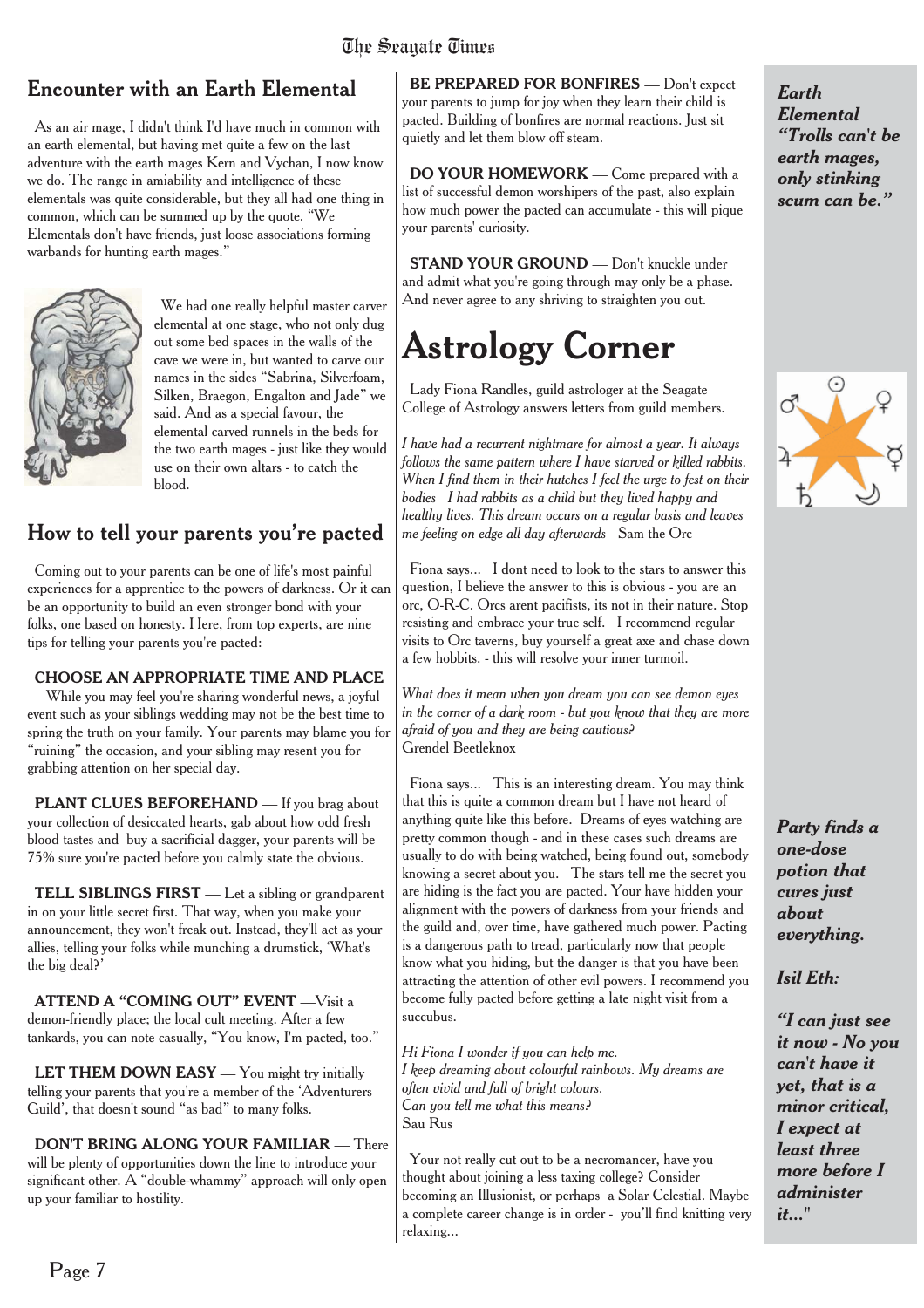## Encounter with an Earth Elemental

As an air mage, I didn't think I'd have much in common with an earth elemental, but having met quite a few on the last adventure with the earth mages Kern and Vychan, I now know we do. The range in amiability and intelligence of these elementals was quite considerable, but they all had one thing in common, which can be summed up by the quote. "We Elementals don't have friends, just loose associations forming warbands for hunting earth mages."

We had one really helpful master carver elemental at one stage, who not only dug out some bed spaces in the walls of the cave we were in, but wanted to carve our names in the sides "Sabrina, Silverfoam, Silken, Braegon, Engalton and Jade" we said. And as a special favour, the elemental carved runnels in the beds for the two earth mages - just like they would use on their own altars - to catch the blood.

## How to tell your parents you're pacted

Coming out to your parents can be one of life's most painful experiences for a apprentice to the powers of darkness. Or it can be an opportunity to build an even stronger bond with your folks, one based on honesty. Here, from top experts, are nine tips for telling your parents you're pacted:

**CHOOSE AN APPROPRIATE TIME AND PLACE** — While you may feel you're sharing wonderful news, a joyful event such as your siblings wedding may not be the best time to spring the truth on your family. Your parents may blame you for "ruining" the occasion, and your sibling may resent you for grabbing attention on her special day.

**PLANT CLUES BEFOREHAND** — If you brag about your collection of desiccated hearts, gab about how odd fresh blood tastes and buy a sacrificial dagger, your parents will be 75% sure you're pacted before you calmly state the obvious.

**TELL SIBLINGS FIRST** — Let a sibling or grandparent in on your little secret first. That way, when you make your announcement, they won't freak out. Instead, they'll act as your allies, telling your folks while munching a drumstick, 'What's the big deal?'

**ATTEND A "COMING OUT" EVENT** —Visit a demon-friendly place; the local cult meeting. After a few tankards, you can note casually, "You know, I'm pacted, too."

**LET THEM DOWN EASY** — You might try initially telling your parents that you're a member of the 'Adventurers Guild', that doesn't sound "as bad" to many folks.

**DON'T BRING ALONG YOUR FAMILIAR** — There will be plenty of opportunities down the line to introduce your significant other. A "double-whammy" approach will only open up your familiar to hostility.

**BE PREPARED FOR BONFIRES** — Don't expect your parents to jump for joy when they learn their child is pacted. Building of bonfires are normal reactions. Just sit quietly and let them blow off steam.

**DO YOUR HOMEWORK** — Come prepared with a list of successful demon worshipers of the past, also explain how much power the pacted can accumulate - this will pique your parents' curiosity.

**STAND YOUR GROUND** — Don't knuckle under and admit what you're going through may only be a phase. And never agree to any shriving to straighten you out.

# Astrology Corner

Lady Fiona Randles, guild astrologer at the Seagate College of Astrology answers letters from guild members.

*I have had a recurrent nightmare for almost a year. It always follows the same pattern where I have starved or killed rabbits. When I find them in their hutches I feel the urge to fest on their bodies I had rabbits as a child but they lived happy and healthy lives. This dream occurs on a regular basis and leaves me feeling on edge all day afterwards* Sam the Orc

Fiona says... I dont need to look to the stars to answer this question, I believe the answer to this is obvious - you are an orc, O-R-C. Orcs arent pacifists, its not in their nature. Stop resisting and embrace your true self. I recommend regular visits to Orc taverns, buy yourself a great axe and chase down a few hobbits. - this will resolve your inner turmoil.

*What does it mean when you dream you can see demon eyes in the corner of a dark room - but you know that they are more afraid of you and they are being cautious?*
Grendel Beetleknox

Fiona says... This is an interesting dream. You may think that this is quite a common dream but I have not heard of anything quite like this before. Dreams of eyes watching are pretty common though - and in these cases such dreams are usually to do with being watched, being found out, somebody knowing a secret about you. The stars tell me the secret you are hiding is the fact you are pacted. Your have hidden your alignment with the powers of darkness from your friends and the guild and, over time, have gathered much power. Pacting is a dangerous path to tread, particularly now that people know what you hiding, but the danger is that you have been attracting the attention of other evil powers. I recommend you become fully pacted before getting a late night visit from a succubus.

*Hi Fiona I wonder if you can help me.*
*I keep dreaming about colourful rainbows. My dreams are often vivid and full of bright colours.*
*Can you tell me what this means?*
Sau Rus

Your not really cut out to be a necromancer, have you thought about joining a less taxing college? Consider becoming an Illusionist, or perhaps a Solar Celestial. Maybe a complete career change is in order - you'll find knitting very relaxing...

***Earth Elemental "Trolls can't be earth mages, only stinking scum can be."***

***Party finds a one-dose potion that cures just about everything.***

***Isil Eth:***

***"I can just see it now - No you can't have it yet, that is a minor critical, I expect at least three more before I administer it..."***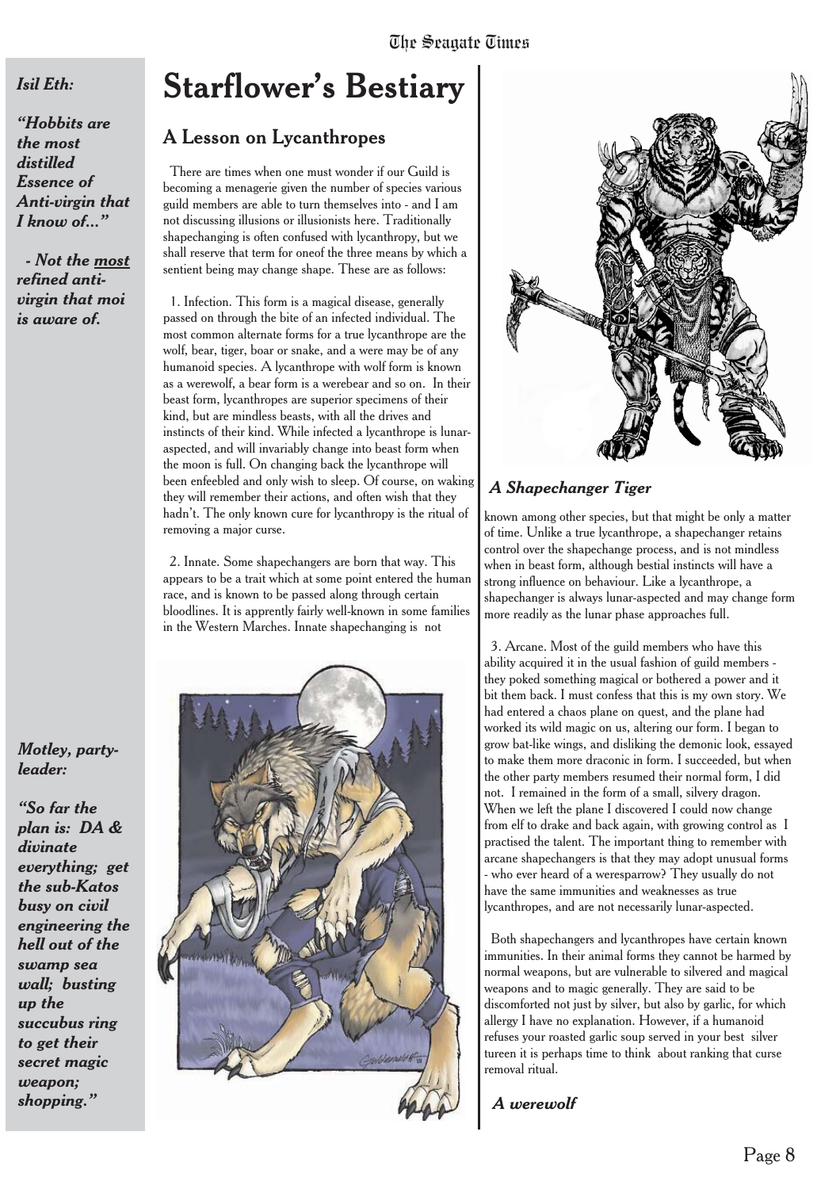*Isil Eth:*

***"Hobbits are the most distilled Essence of Anti-virgin that I know of..."***

***- Not the most refined anti-virgin that moi is aware of.***

# Starflower's Bestiary

## A Lesson on Lycanthropes

There are times when one must wonder if our Guild is becoming a menagerie given the number of species various guild members are able to turn themselves into - and I am not discussing illusions or illusionists here. Traditionally shapechanging is often confused with lycanthropy, but we shall reserve that term for oneof the three means by which a sentient being may change shape. These are as follows:

1. Infection. This form is a magical disease, generally passed on through the bite of an infected individual. The most common alternate forms for a true lycanthrope are the wolf, bear, tiger, boar or snake, and a were may be of any humanoid species. A lycanthrope with wolf form is known as a werewolf, a bear form is a werebear and so on. In their beast form, lycanthropes are superior specimens of their kind, but are mindless beasts, with all the drives and instincts of their kind. While infected a lycanthrope is lunar-aspected, and will invariably change into beast form when the moon is full. On changing back the lycanthrope will been enfeebled and only wish to sleep. Of course, on waking they will remember their actions, and often wish that they hadn't. The only known cure for lycanthropy is the ritual of removing a major curse.

2. Innate. Some shapechangers are born that way. This appears to be a trait which at some point entered the human race, and is known to be passed along through certain bloodlines. It is apprently fairly well-known in some families in the Western Marches. Innate shapechanging is not known among other species, but that might be only a matter of time. Unlike a true lycanthrope, a shapechanger retains control over the shapechange process, and is not mindless when in beast form, although bestial instincts will have a strong influence on behaviour. Like a lycanthrope, a shapechanger is always lunar-aspected and may change form more readily as the lunar phase approaches full.

***A Shapechanger Tiger***

3. Arcane. Most of the guild members who have this ability acquired it in the usual fashion of guild members - they poked something magical or bothered a power and it bit them back. I must confess that this is my own story. We had entered a chaos plane on quest, and the plane had worked its wild magic on us, altering our form. I began to grow bat-like wings, and disliking the demonic look, essayed to make them more draconic in form. I succeeded, but when the other party members resumed their normal form, I did not. I remained in the form of a small, silvery dragon. When we left the plane I discovered I could now change from elf to drake and back again, with growing control as I practised the talent. The important thing to remember with arcane shapechangers is that they may adopt unusual forms - who ever heard of a weresparrow? They usually do not have the same immunities and weaknesses as true lycanthropes, and are not necessarily lunar-aspected.

Both shapechangers and lycanthropes have certain known immunities. In their animal forms they cannot be harmed by normal weapons, but are vulnerable to silvered and magical weapons and to magic generally. They are said to be discomforted not just by silver, but also by garlic, for which allergy I have no explanation. However, if a humanoid refuses your roasted garlic soup served in your best silver tureen it is perhaps time to think about ranking that curse removal ritual.

***A werewolf***

*Motley, party-leader:*

***"So far the plan is: DA & divinate everything; get the sub-Katos busy on civil engineering the hell out of the swamp sea wall; busting up the succubus ring to get their secret magic weapon; shopping."***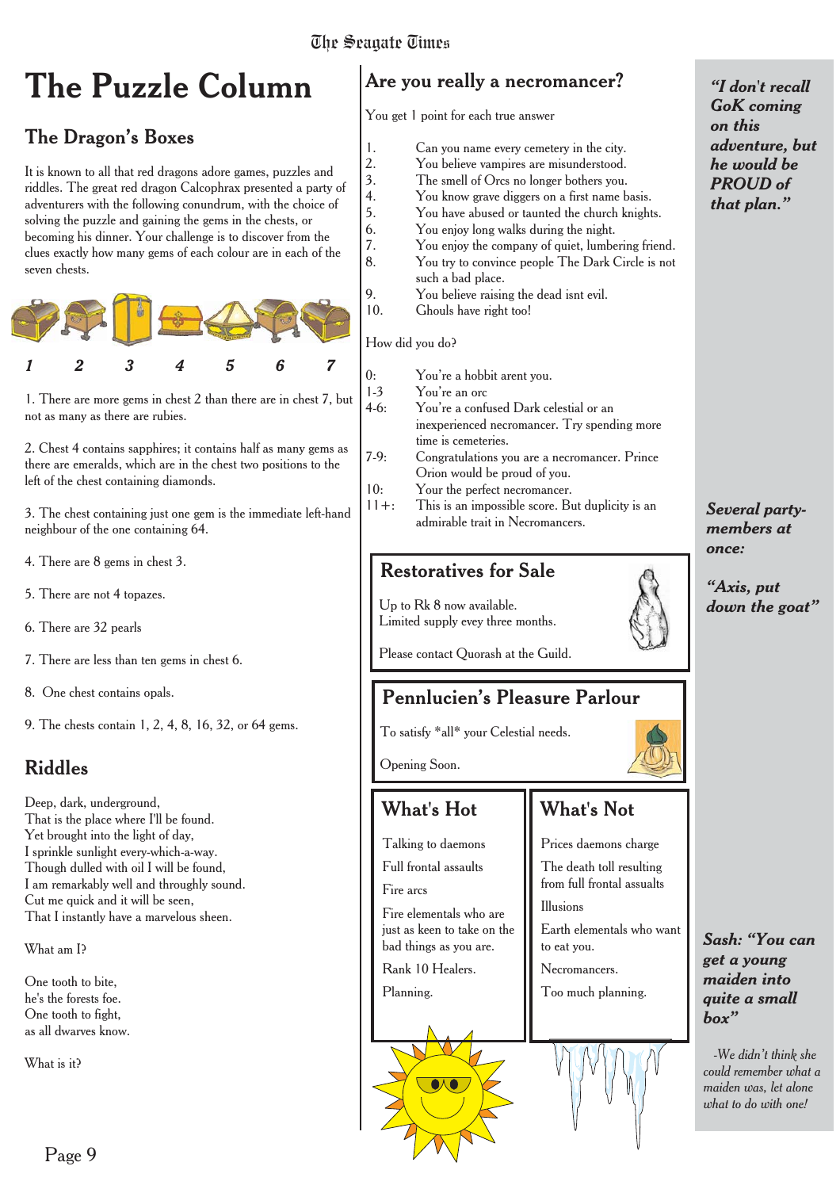# The Puzzle Column

## The Dragon's Boxes

It is known to all that red dragons adore games, puzzles and riddles. The great red dragon Calcophrax presented a party of adventurers with the following conundrum, with the choice of solving the puzzle and gaining the gems in the chests, or becoming his dinner. Your challenge is to discover from the clues exactly how many gems of each colour are in each of the seven chests.

*1 2 3 4 5 6 7*

1. There are more gems in chest 2 than there are in chest 7, but not as many as there are rubies.

2. Chest 4 contains sapphires; it contains half as many gems as there are emeralds, which are in the chest two positions to the left of the chest containing diamonds.

3. The chest containing just one gem is the immediate left-hand neighbour of the one containing 64.

4. There are 8 gems in chest 3.

5. There are not 4 topazes.

6. There are 32 pearls

7. There are less than ten gems in chest 6.

8. One chest contains opals.

9. The chests contain 1, 2, 4, 8, 16, 32, or 64 gems.

## Riddles

Deep, dark, underground,
That is the place where I'll be found.
Yet brought into the light of day,
I sprinkle sunlight every-which-a-way.
Though dulled with oil I will be found,
I am remarkably well and throughly sound.
Cut me quick and it will be seen,
That I instantly have a marvelous sheen.

What am I?

One tooth to bite,
he's the forests foe.
One tooth to fight,
as all dwarves know.

What is it?

## Are you really a necromancer?

You get 1 point for each true answer

1. Can you name every cemetery in the city.
2. You believe vampires are misunderstood.
3. The smell of Orcs no longer bothers you.
4. You know grave diggers on a first name basis.
5. You have abused or taunted the church knights.
6. You enjoy long walks during the night.
7. You enjoy the company of quiet, lumbering friend.
8. You try to convince people The Dark Circle is not such a bad place.
9. You believe raising the dead isnt evil.
10. Ghouls have right too!

How did you do?

- 0: You're a hobbit arent you.
- 1-3 You're an orc
- 4-6: You're a confused Dark celestial or an inexperienced necromancer. Try spending more time is cemeteries.
- 7-9: Congratulations you are a necromancer. Prince Orion would be proud of you.
- 10: Your the perfect necromancer.
- 11+: This is an impossible score. But duplicity is an admirable trait in Necromancers.

## Restoratives for Sale

Up to Rk 8 now available.
Limited supply evey three months.

Please contact Quorash at the Guild.

## Pennlucien's Pleasure Parlour

To satisfy *all* your Celestial needs.

Opening Soon.

## What's Hot

- Talking to daemons
- Full frontal assaults
- Fire arcs
- Fire elementals who are just as keen to take on the bad things as you are.
- Rank 10 Healers.
- Planning.

## What's Not

- Prices daemons charge
- The death toll resulting from full frontal assaults
- Illusions
- Earth elementals who want to eat you.
- Necromancers.
- Too much planning.

***"I don't recall GoK coming on this adventure, but he would be PROUD of that plan."***

***Several party-members at once:***

***"Axis, put down the goat"***

***Sash: "You can get a young maiden into quite a small box"***

*-We didn't think she could remember what a maiden was, let alone what to do with one!*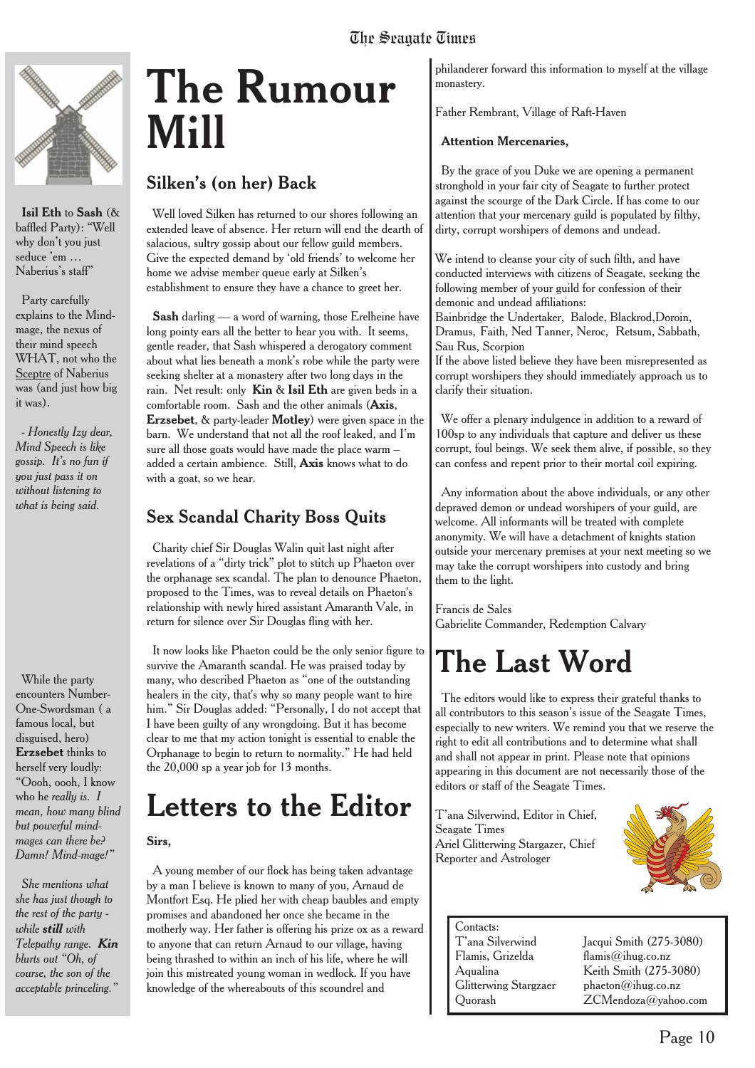# The Rumour Mill

## Silken's (on her) Back

Well loved Silken has returned to our shores following an extended leave of absence. Her return will end the dearth of salacious, sultry gossip about our fellow guild members. Give the expected demand by 'old friends' to welcome her home we advise member queue early at Silken's establishment to ensure they have a chance to greet her.

**Sash** darling — a word of warning, those Erelheine have long pointy ears all the better to hear you with. It seems, gentle reader, that Sash whispered a derogatory comment about what lies beneath a monk's robe while the party were seeking shelter at a monastery after two long days in the rain. Net result: only **Kin** & **Isil Eth** are given beds in a comfortable room. Sash and the other animals (**Axis**, **Erzsebet**, & party-leader **Motley**) were given space in the barn. We understand that not all the roof leaked, and I'm sure all those goats would have made the place warm – added a certain ambience. Still, **Axis** knows what to do with a goat, so we hear.

## Sex Scandal Charity Boss Quits

Charity chief Sir Douglas Walin quit last night after revelations of a "dirty trick" plot to stitch up Phaeton over the orphanage sex scandal. The plan to denounce Phaeton, proposed to the Times, was to reveal details on Phaeton's relationship with newly hired assistant Amaranth Vale, in return for silence over Sir Douglas fling with her.

It now looks like Phaeton could be the only senior figure to survive the Amaranth scandal. He was praised today by many, who described Phaeton as "one of the outstanding healers in the city, that's why so many people want to hire him." Sir Douglas added: "Personally, I do not accept that I have been guilty of any wrongdoing. But it has become clear to me that my action tonight is essential to enable the Orphanage to begin to return to normality." He had held the 20,000 sp a year job for 13 months.

**Isil Eth** to **Sash** (& baffled Party): "Well why don't you just seduce 'em … Naberius's staff"

Party carefully explains to the Mind-mage, the nexus of their mind speech WHAT, not who the Sceptre of Naberius was (and just how big it was).

*- Honestly Izy dear, Mind Speech is like gossip. It's no fun if you just pass it on without listening to what is being said.*

While the party encounters Number-One-Swordsman ( a famous local, but disguised, hero) **Erzsebet** thinks to herself very loudly: "Oooh, oooh, I know who he *really is. I mean, how many blind but powerful mind-mages can there be? Damn! Mind-mage!"*

*She mentions what she has just though to the rest of the party - while **still** with Telepathy range. **Kin** blurts out "Oh, of course, the son of the acceptable princeling."*

# Letters to the Editor

**Sirs,**

A young member of our flock has being taken advantage by a man I believe is known to many of you, Arnaud de Montfort Esq. He plied her with cheap baubles and empty promises and abandoned her once she became in the motherly way. Her father is offering his prize ox as a reward to anyone that can return Arnaud to our village, having being thrashed to within an inch of his life, where he will join this mistreated young woman in wedlock. If you have knowledge of the whereabouts of this scoundrel and philanderer forward this information to myself at the village monastery.

Father Rembrant, Village of Raft-Haven

**Attention Mercenaries,**

By the grace of you Duke we are opening a permanent stronghold in your fair city of Seagate to further protect against the scourge of the Dark Circle. If has come to our attention that your mercenary guild is populated by filthy, dirty, corrupt worshipers of demons and undead.

We intend to cleanse your city of such filth, and have conducted interviews with citizens of Seagate, seeking the following member of your guild for confession of their demonic and undead affiliations:
Bainbridge the Undertaker, Balode, Blackrod, Doroin, Dramus, Faith, Ned Tanner, Neroc, Retsum, Sabbath, Sau Rus, Scorpion
If the above listed believe they have been misrepresented as corrupt worshipers they should immediately approach us to clarify their situation.

We offer a plenary indulgence in addition to a reward of 100sp to any individuals that capture and deliver us these corrupt, foul beings. We seek them alive, if possible, so they can confess and repent prior to their mortal coil expiring.

Any information about the above individuals, or any other depraved demon or undead worshipers of your guild, are welcome. All informants will be treated with complete anonymity. We will have a detachment of knights station outside your mercenary premises at your next meeting so we may take the corrupt worshipers into custody and bring them to the light.

Francis de Sales
Gabrielite Commander, Redemption Calvary

# The Last Word

The editors would like to express their grateful thanks to all contributors to this season's issue of the Seagate Times, especially to new writers. We remind you that we reserve the right to edit all contributions and to determine what shall and shall not appear in print. Please note that opinions appearing in this document are not necessarily those of the editors or staff of the Seagate Times.

T'ana Silverwind, Editor in Chief, Seagate Times
Ariel Glitterwing Stargazer, Chief Reporter and Astrologer

| Contacts: | |
|---|---|
| T'ana Silverwind | Jacqui Smith (275-3080) |
| Flamis, Grizelda | flamis@ihug.co.nz |
| Aqualina | Keith Smith (275-3080) |
| Glitterwing Stargzaer | phaeton@ihug.co.nz |
| Quorash | ZCMendoza@yahoo.com |